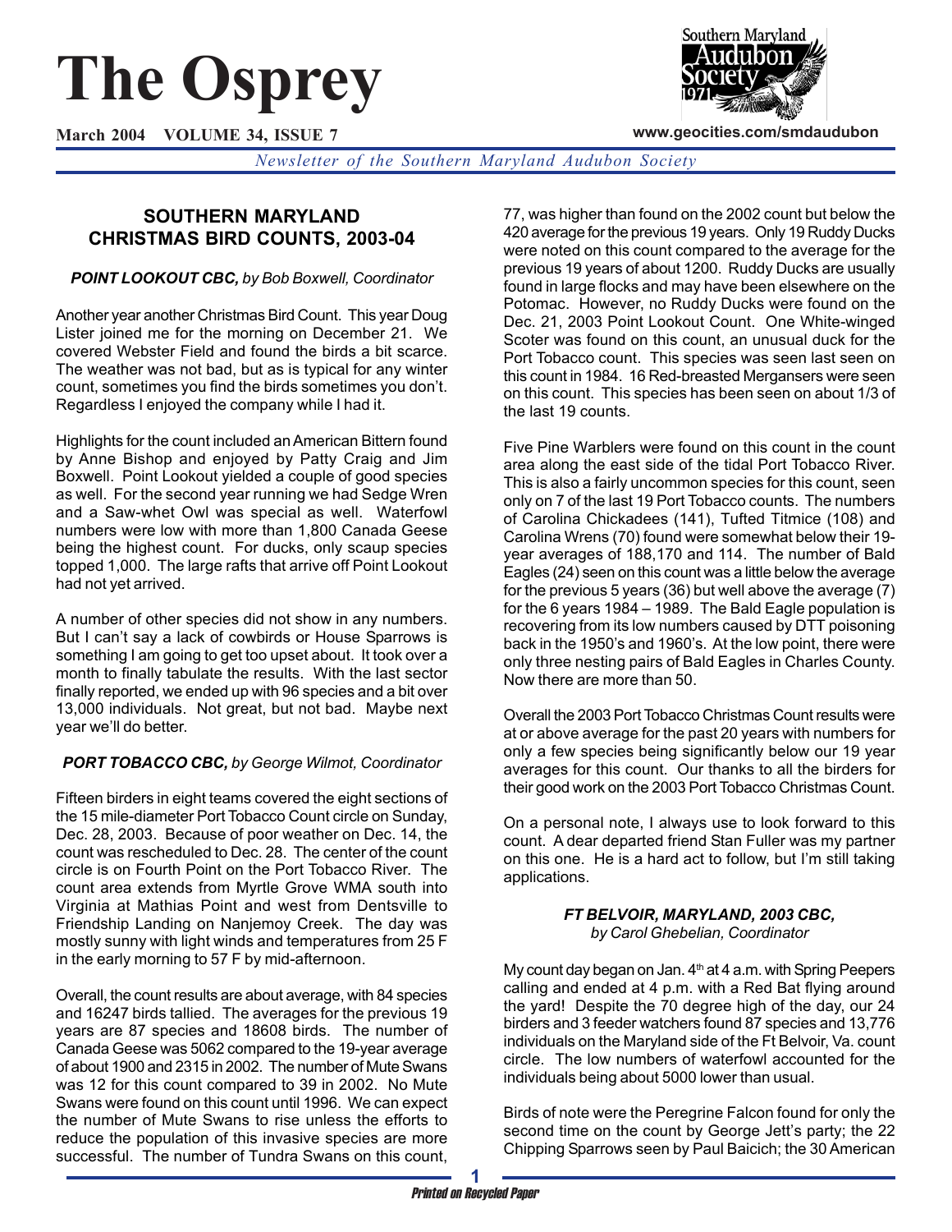# The Osprey

**March 2004 VOLUME 34, ISSUE 7**

**www.geocities.com/smdaudubon**

*Newsletter of the Southern Maryland Audubon Society*

## SOUTHERN MARYLAND CHRISTMAS BIRD COUNTS, 2003-04

***POINT LOOKOUT CBC,*** *by Bob Boxwell, Coordinator*

Another year another Christmas Bird Count. This year Doug Lister joined me for the morning on December 21. We covered Webster Field and found the birds a bit scarce. The weather was not bad, but as is typical for any winter count, sometimes you find the birds sometimes you don't. Regardless I enjoyed the company while I had it.

Highlights for the count included an American Bittern found by Anne Bishop and enjoyed by Patty Craig and Jim Boxwell. Point Lookout yielded a couple of good species as well. For the second year running we had Sedge Wren and a Saw-whet Owl was special as well. Waterfowl numbers were low with more than 1,800 Canada Geese being the highest count. For ducks, only scaup species topped 1,000. The large rafts that arrive off Point Lookout had not yet arrived.

A number of other species did not show in any numbers. But I can't say a lack of cowbirds or House Sparrows is something I am going to get too upset about. It took over a month to finally tabulate the results. With the last sector finally reported, we ended up with 96 species and a bit over 13,000 individuals. Not great, but not bad. Maybe next year we'll do better.

***PORT TOBACCO CBC,*** *by George Wilmot, Coordinator*

Fifteen birders in eight teams covered the eight sections of the 15 mile-diameter Port Tobacco Count circle on Sunday, Dec. 28, 2003. Because of poor weather on Dec. 14, the count was rescheduled to Dec. 28. The center of the count circle is on Fourth Point on the Port Tobacco River. The count area extends from Myrtle Grove WMA south into Virginia at Mathias Point and west from Dentsville to Friendship Landing on Nanjemoy Creek. The day was mostly sunny with light winds and temperatures from 25 F in the early morning to 57 F by mid-afternoon.

Overall, the count results are about average, with 84 species and 16247 birds tallied. The averages for the previous 19 years are 87 species and 18608 birds. The number of Canada Geese was 5062 compared to the 19-year average of about 1900 and 2315 in 2002. The number of Mute Swans was 12 for this count compared to 39 in 2002. No Mute Swans were found on this count until 1996. We can expect the number of Mute Swans to rise unless the efforts to reduce the population of this invasive species are more successful. The number of Tundra Swans on this count, 77, was higher than found on the 2002 count but below the 420 average for the previous 19 years. Only 19 Ruddy Ducks were noted on this count compared to the average for the previous 19 years of about 1200. Ruddy Ducks are usually found in large flocks and may have been elsewhere on the Potomac. However, no Ruddy Ducks were found on the Dec. 21, 2003 Point Lookout Count. One White-winged Scoter was found on this count, an unusual duck for the Port Tobacco count. This species was seen last seen on this count in 1984. 16 Red-breasted Mergansers were seen on this count. This species has been seen on about 1/3 of the last 19 counts.

Five Pine Warblers were found on this count in the count area along the east side of the tidal Port Tobacco River. This is also a fairly uncommon species for this count, seen only on 7 of the last 19 Port Tobacco counts. The numbers of Carolina Chickadees (141), Tufted Titmice (108) and Carolina Wrens (70) found were somewhat below their 19-year averages of 188,170 and 114. The number of Bald Eagles (24) seen on this count was a little below the average for the previous 5 years (36) but well above the average (7) for the 6 years 1984 – 1989. The Bald Eagle population is recovering from its low numbers caused by DTT poisoning back in the 1950's and 1960's. At the low point, there were only three nesting pairs of Bald Eagles in Charles County. Now there are more than 50.

Overall the 2003 Port Tobacco Christmas Count results were at or above average for the past 20 years with numbers for only a few species being significantly below our 19 year averages for this count. Our thanks to all the birders for their good work on the 2003 Port Tobacco Christmas Count.

On a personal note, I always use to look forward to this count. A dear departed friend Stan Fuller was my partner on this one. He is a hard act to follow, but I'm still taking applications.

***FT BELVOIR, MARYLAND, 2003 CBC,***
*by Carol Ghebelian, Coordinator*

My count day began on Jan. 4th at 4 a.m. with Spring Peepers calling and ended at 4 p.m. with a Red Bat flying around the yard! Despite the 70 degree high of the day, our 24 birders and 3 feeder watchers found 87 species and 13,776 individuals on the Maryland side of the Ft Belvoir, Va. count circle. The low numbers of waterfowl accounted for the individuals being about 5000 lower than usual.

Birds of note were the Peregrine Falcon found for only the second time on the count by George Jett's party; the 22 Chipping Sparrows seen by Paul Baicich; the 30 American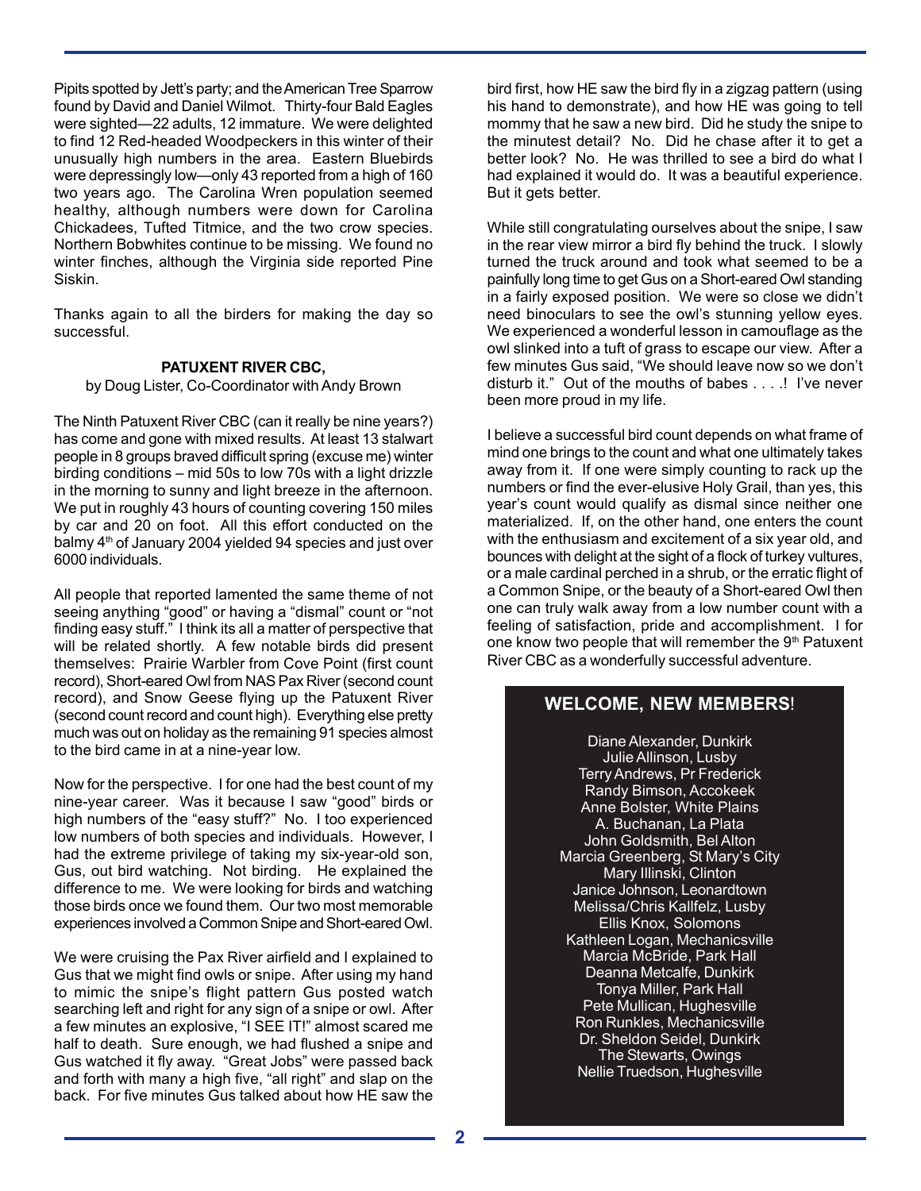Pipits spotted by Jett's party; and the American Tree Sparrow found by David and Daniel Wilmot. Thirty-four Bald Eagles were sighted—22 adults, 12 immature. We were delighted to find 12 Red-headed Woodpeckers in this winter of their unusually high numbers in the area. Eastern Bluebirds were depressingly low—only 43 reported from a high of 160 two years ago. The Carolina Wren population seemed healthy, although numbers were down for Carolina Chickadees, Tufted Titmice, and the two crow species. Northern Bobwhites continue to be missing. We found no winter finches, although the Virginia side reported Pine Siskin.

Thanks again to all the birders for making the day so successful.

### PATUXENT RIVER CBC,

by Doug Lister, Co-Coordinator with Andy Brown

The Ninth Patuxent River CBC (can it really be nine years?) has come and gone with mixed results. At least 13 stalwart people in 8 groups braved difficult spring (excuse me) winter birding conditions – mid 50s to low 70s with a light drizzle in the morning to sunny and light breeze in the afternoon. We put in roughly 43 hours of counting covering 150 miles by car and 20 on foot. All this effort conducted on the balmy 4th of January 2004 yielded 94 species and just over 6000 individuals.

All people that reported lamented the same theme of not seeing anything "good" or having a "dismal" count or "not finding easy stuff." I think its all a matter of perspective that will be related shortly. A few notable birds did present themselves: Prairie Warbler from Cove Point (first count record), Short-eared Owl from NAS Pax River (second count record), and Snow Geese flying up the Patuxent River (second count record and count high). Everything else pretty much was out on holiday as the remaining 91 species almost to the bird came in at a nine-year low.

Now for the perspective. I for one had the best count of my nine-year career. Was it because I saw "good" birds or high numbers of the "easy stuff?" No. I too experienced low numbers of both species and individuals. However, I had the extreme privilege of taking my six-year-old son, Gus, out bird watching. Not birding. He explained the difference to me. We were looking for birds and watching those birds once we found them. Our two most memorable experiences involved a Common Snipe and Short-eared Owl.

We were cruising the Pax River airfield and I explained to Gus that we might find owls or snipe. After using my hand to mimic the snipe's flight pattern Gus posted watch searching left and right for any sign of a snipe or owl. After a few minutes an explosive, "I SEE IT!" almost scared me half to death. Sure enough, we had flushed a snipe and Gus watched it fly away. "Great Jobs" were passed back and forth with many a high five, "all right" and slap on the back. For five minutes Gus talked about how HE saw the bird first, how HE saw the bird fly in a zigzag pattern (using his hand to demonstrate), and how HE was going to tell mommy that he saw a new bird. Did he study the snipe to the minutest detail? No. Did he chase after it to get a better look? No. He was thrilled to see a bird do what I had explained it would do. It was a beautiful experience. But it gets better.

While still congratulating ourselves about the snipe, I saw in the rear view mirror a bird fly behind the truck. I slowly turned the truck around and took what seemed to be a painfully long time to get Gus on a Short-eared Owl standing in a fairly exposed position. We were so close we didn't need binoculars to see the owl's stunning yellow eyes. We experienced a wonderful lesson in camouflage as the owl slinked into a tuft of grass to escape our view. After a few minutes Gus said, "We should leave now so we don't disturb it." Out of the mouths of babes . . . .! I've never been more proud in my life.

I believe a successful bird count depends on what frame of mind one brings to the count and what one ultimately takes away from it. If one were simply counting to rack up the numbers or find the ever-elusive Holy Grail, than yes, this year's count would qualify as dismal since neither one materialized. If, on the other hand, one enters the count with the enthusiasm and excitement of a six year old, and bounces with delight at the sight of a flock of turkey vultures, or a male cardinal perched in a shrub, or the erratic flight of a Common Snipe, or the beauty of a Short-eared Owl then one can truly walk away from a low number count with a feeling of satisfaction, pride and accomplishment. I for one know two people that will remember the 9th Patuxent River CBC as a wonderfully successful adventure.

## WELCOME, NEW MEMBERS!

Diane Alexander, Dunkirk
Julie Allinson, Lusby
Terry Andrews, Pr Frederick
Randy Bimson, Accokeek
Anne Bolster, White Plains
A. Buchanan, La Plata
John Goldsmith, Bel Alton
Marcia Greenberg, St Mary's City
Mary Illinski, Clinton
Janice Johnson, Leonardtown
Melissa/Chris Kallfelz, Lusby
Ellis Knox, Solomons
Kathleen Logan, Mechanicsville
Marcia McBride, Park Hall
Deanna Metcalfe, Dunkirk
Tonya Miller, Park Hall
Pete Mullican, Hughesville
Ron Runkles, Mechanicsville
Dr. Sheldon Seidel, Dunkirk
The Stewarts, Owings
Nellie Truedson, Hughesville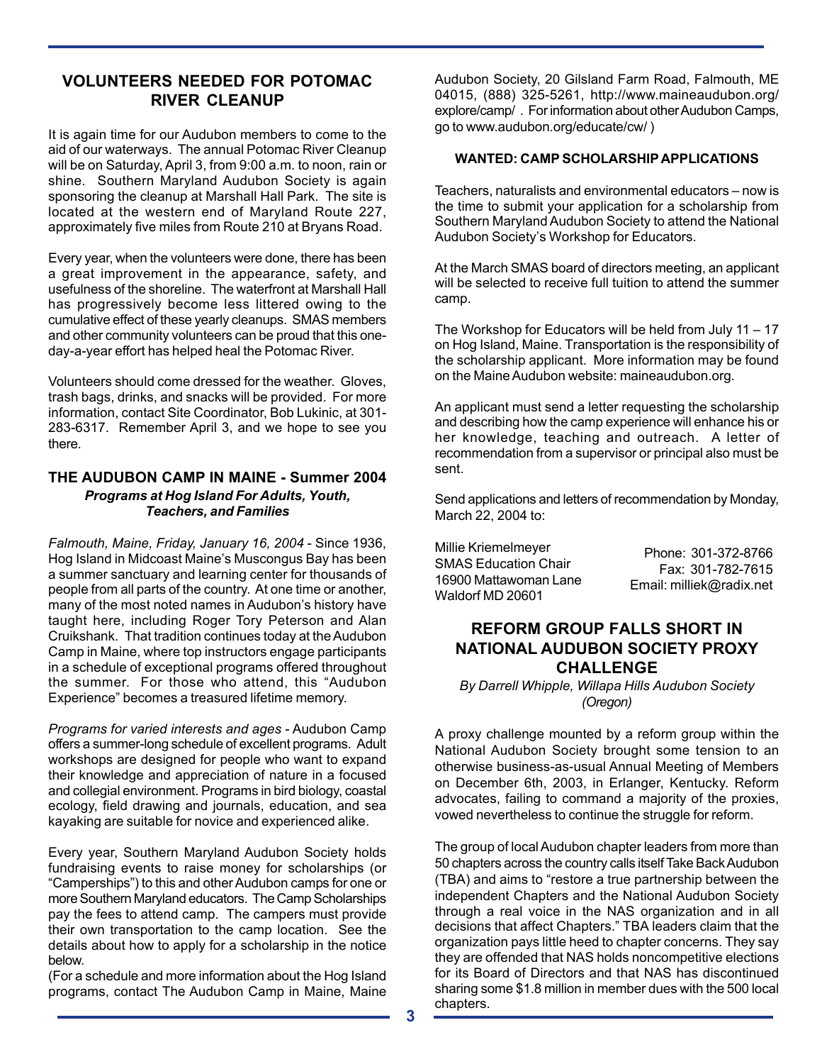## VOLUNTEERS NEEDED FOR POTOMAC RIVER CLEANUP

It is again time for our Audubon members to come to the aid of our waterways. The annual Potomac River Cleanup will be on Saturday, April 3, from 9:00 a.m. to noon, rain or shine. Southern Maryland Audubon Society is again sponsoring the cleanup at Marshall Hall Park. The site is located at the western end of Maryland Route 227, approximately five miles from Route 210 at Bryans Road.

Every year, when the volunteers were done, there has been a great improvement in the appearance, safety, and usefulness of the shoreline. The waterfront at Marshall Hall has progressively become less littered owing to the cumulative effect of these yearly cleanups. SMAS members and other community volunteers can be proud that this one-day-a-year effort has helped heal the Potomac River.

Volunteers should come dressed for the weather. Gloves, trash bags, drinks, and snacks will be provided. For more information, contact Site Coordinator, Bob Lukinic, at 301-283-6317. Remember April 3, and we hope to see you there.

## THE AUDUBON CAMP IN MAINE - Summer 2004

***Programs at Hog Island For Adults, Youth, Teachers, and Families***

*Falmouth, Maine, Friday, January 16, 2004* - Since 1936, Hog Island in Midcoast Maine's Muscongus Bay has been a summer sanctuary and learning center for thousands of people from all parts of the country. At one time or another, many of the most noted names in Audubon's history have taught here, including Roger Tory Peterson and Alan Cruikshank. That tradition continues today at the Audubon Camp in Maine, where top instructors engage participants in a schedule of exceptional programs offered throughout the summer. For those who attend, this "Audubon Experience" becomes a treasured lifetime memory.

*Programs for varied interests and ages* - Audubon Camp offers a summer-long schedule of excellent programs. Adult workshops are designed for people who want to expand their knowledge and appreciation of nature in a focused and collegial environment. Programs in bird biology, coastal ecology, field drawing and journals, education, and sea kayaking are suitable for novice and experienced alike.

Every year, Southern Maryland Audubon Society holds fundraising events to raise money for scholarships (or "Camperships") to this and other Audubon camps for one or more Southern Maryland educators. The Camp Scholarships pay the fees to attend camp. The campers must provide their own transportation to the camp location. See the details about how to apply for a scholarship in the notice below.

(For a schedule and more information about the Hog Island programs, contact The Audubon Camp in Maine, Maine Audubon Society, 20 Gilsland Farm Road, Falmouth, ME 04015, (888) 325-5261, http://www.maineaudubon.org/explore/camp/ . For information about other Audubon Camps, go to www.audubon.org/educate/cw/ )

### WANTED: CAMP SCHOLARSHIP APPLICATIONS

Teachers, naturalists and environmental educators – now is the time to submit your application for a scholarship from Southern Maryland Audubon Society to attend the National Audubon Society's Workshop for Educators.

At the March SMAS board of directors meeting, an applicant will be selected to receive full tuition to attend the summer camp.

The Workshop for Educators will be held from July 11 – 17 on Hog Island, Maine. Transportation is the responsibility of the scholarship applicant. More information may be found on the Maine Audubon website: maineaudubon.org.

An applicant must send a letter requesting the scholarship and describing how the camp experience will enhance his or her knowledge, teaching and outreach. A letter of recommendation from a supervisor or principal also must be sent.

Send applications and letters of recommendation by Monday, March 22, 2004 to:

Millie Kriemelmeyer
SMAS Education Chair
16900 Mattawoman Lane
Waldorf MD 20601

Phone: 301-372-8766
Fax: 301-782-7615
Email: milliek@radix.net

## REFORM GROUP FALLS SHORT IN NATIONAL AUDUBON SOCIETY PROXY CHALLENGE

*By Darrell Whipple, Willapa Hills Audubon Society (Oregon)*

A proxy challenge mounted by a reform group within the National Audubon Society brought some tension to an otherwise business-as-usual Annual Meeting of Members on December 6th, 2003, in Erlanger, Kentucky. Reform advocates, failing to command a majority of the proxies, vowed nevertheless to continue the struggle for reform.

The group of local Audubon chapter leaders from more than 50 chapters across the country calls itself Take Back Audubon (TBA) and aims to "restore a true partnership between the independent Chapters and the National Audubon Society through a real voice in the NAS organization and in all decisions that affect Chapters." TBA leaders claim that the organization pays little heed to chapter concerns. They say they are offended that NAS holds noncompetitive elections for its Board of Directors and that NAS has discontinued sharing some $1.8 million in member dues with the 500 local chapters.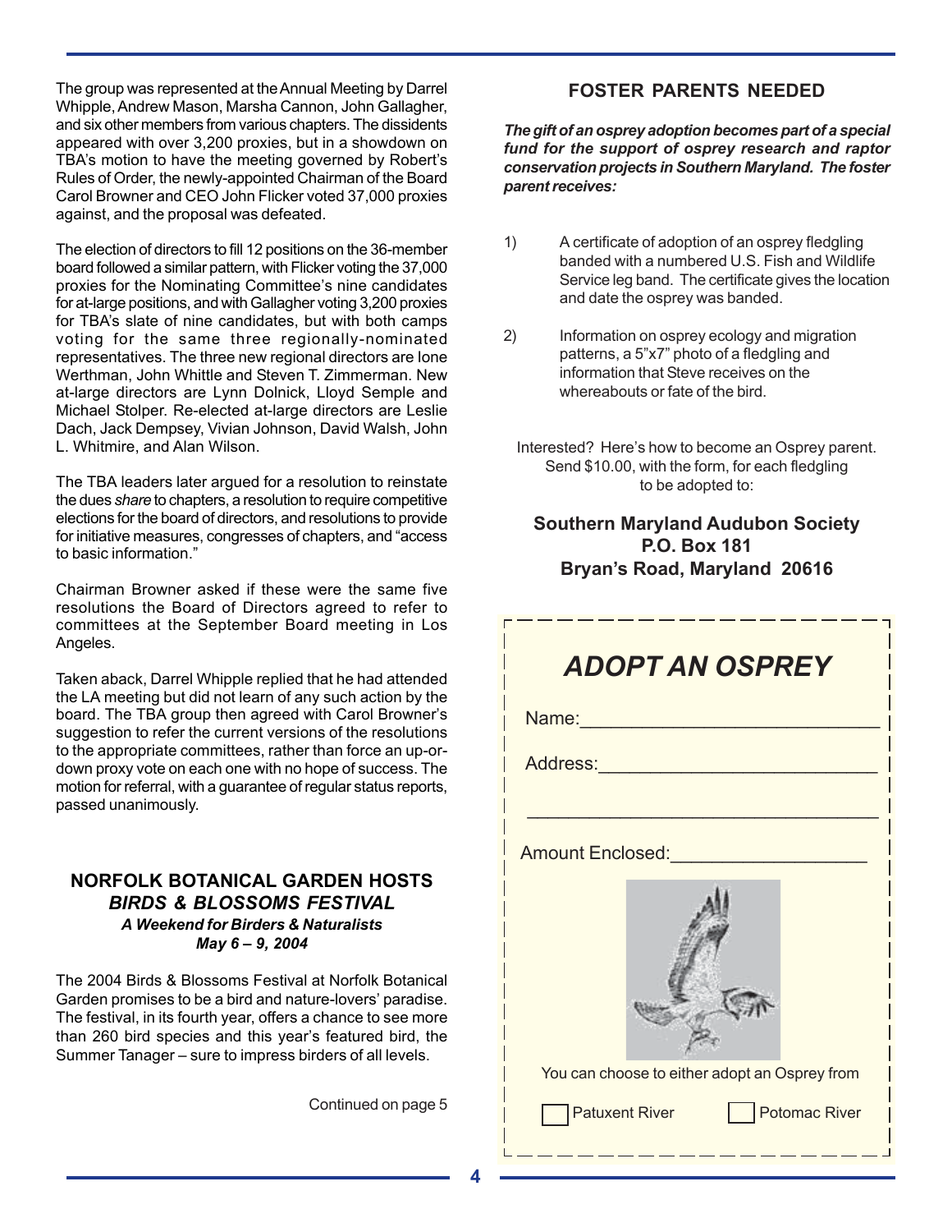The group was represented at the Annual Meeting by Darrel Whipple, Andrew Mason, Marsha Cannon, John Gallagher, and six other members from various chapters. The dissidents appeared with over 3,200 proxies, but in a showdown on TBA's motion to have the meeting governed by Robert's Rules of Order, the newly-appointed Chairman of the Board Carol Browner and CEO John Flicker voted 37,000 proxies against, and the proposal was defeated.

The election of directors to fill 12 positions on the 36-member board followed a similar pattern, with Flicker voting the 37,000 proxies for the Nominating Committee's nine candidates for at-large positions, and with Gallagher voting 3,200 proxies for TBA's slate of nine candidates, but with both camps voting for the same three regionally-nominated representatives. The three new regional directors are Ione Werthman, John Whittle and Steven T. Zimmerman. New at-large directors are Lynn Dolnick, Lloyd Semple and Michael Stolper. Re-elected at-large directors are Leslie Dach, Jack Dempsey, Vivian Johnson, David Walsh, John L. Whitmire, and Alan Wilson.

The TBA leaders later argued for a resolution to reinstate the dues *share* to chapters, a resolution to require competitive elections for the board of directors, and resolutions to provide for initiative measures, congresses of chapters, and "access to basic information."

Chairman Browner asked if these were the same five resolutions the Board of Directors agreed to refer to committees at the September Board meeting in Los Angeles.

Taken aback, Darrel Whipple replied that he had attended the LA meeting but did not learn of any such action by the board. The TBA group then agreed with Carol Browner's suggestion to refer the current versions of the resolutions to the appropriate committees, rather than force an up-or-down proxy vote on each one with no hope of success. The motion for referral, with a guarantee of regular status reports, passed unanimously.

## NORFOLK BOTANICAL GARDEN HOSTS *BIRDS & BLOSSOMS FESTIVAL*

***A Weekend for Birders & Naturalists***

***May 6 – 9, 2004***

The 2004 Birds & Blossoms Festival at Norfolk Botanical Garden promises to be a bird and nature-lovers' paradise. The festival, in its fourth year, offers a chance to see more than 260 bird species and this year's featured bird, the Summer Tanager – sure to impress birders of all levels.

Continued on page 5

## FOSTER PARENTS NEEDED

***The gift of an osprey adoption becomes part of a special fund for the support of osprey research and raptor conservation projects in Southern Maryland. The foster parent receives:***

1) A certificate of adoption of an osprey fledgling banded with a numbered U.S. Fish and Wildlife Service leg band. The certificate gives the location and date the osprey was banded.

2) Information on osprey ecology and migration patterns, a 5"x7" photo of a fledgling and information that Steve receives on the whereabouts or fate of the bird.

Interested? Here's how to become an Osprey parent. Send $10.00, with the form, for each fledgling to be adopted to:

**Southern Maryland Audubon Society**
**P.O. Box 181**
**Bryan's Road, Maryland 20616**

### *ADOPT AN OSPREY*

Name:____________________________

Address:__________________________

__________________________________

Amount Enclosed:__________________

You can choose to either adopt an Osprey from

☐ Patuxent River ☐ Potomac River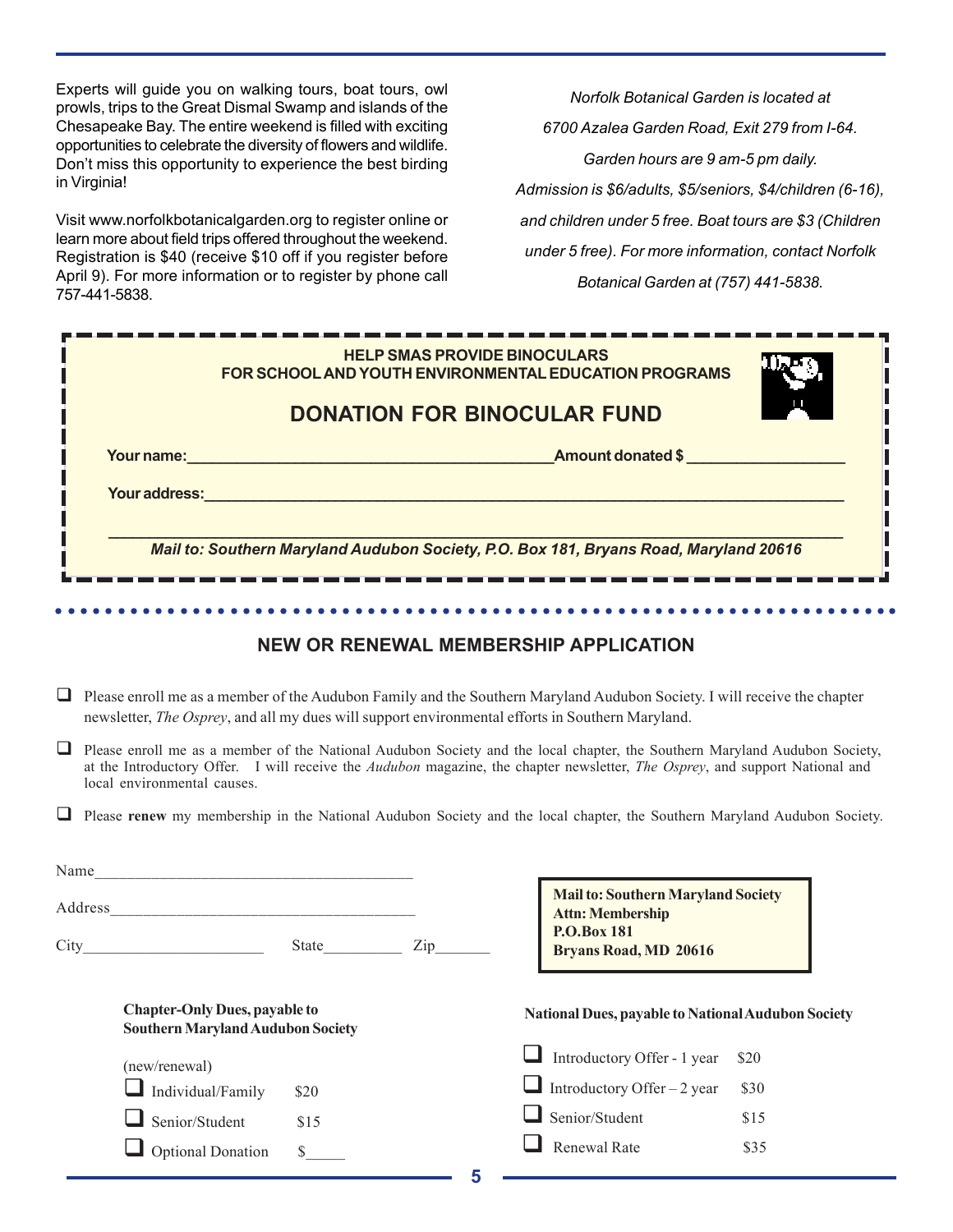Experts will guide you on walking tours, boat tours, owl prowls, trips to the Great Dismal Swamp and islands of the Chesapeake Bay. The entire weekend is filled with exciting opportunities to celebrate the diversity of flowers and wildlife. Don't miss this opportunity to experience the best birding in Virginia!

Visit www.norfolkbotanicalgarden.org to register online or learn more about field trips offered throughout the weekend. Registration is $40 (receive $10 off if you register before April 9). For more information or to register by phone call 757-441-5838.

*Norfolk Botanical Garden is located at 6700 Azalea Garden Road, Exit 279 from I-64. Garden hours are 9 am-5 pm daily. Admission is $6/adults, $5/seniors, $4/children (6-16), and children under 5 free. Boat tours are $3 (Children under 5 free). For more information, contact Norfolk Botanical Garden at (757) 441-5838.*

**HELP SMAS PROVIDE BINOCULARS FOR SCHOOL AND YOUTH ENVIRONMENTAL EDUCATION PROGRAMS**

## DONATION FOR BINOCULAR FUND

**Your name:**________________________________ **Amount donated $** ______________

**Your address:**__________________________________________________________

__________________________________________________________________________

***Mail to: Southern Maryland Audubon Society, P.O. Box 181, Bryans Road, Maryland 20616***

## NEW OR RENEWAL MEMBERSHIP APPLICATION

- ☐ Please enroll me as a member of the Audubon Family and the Southern Maryland Audubon Society. I will receive the chapter newsletter, *The Osprey*, and all my dues will support environmental efforts in Southern Maryland.
- ☐ Please enroll me as a member of the National Audubon Society and the local chapter, the Southern Maryland Audubon Society, at the Introductory Offer. I will receive the *Audubon* magazine, the chapter newsletter, *The Osprey*, and support National and local environmental causes.
- ☐ Please **renew** my membership in the National Audubon Society and the local chapter, the Southern Maryland Audubon Society.

Name______________________________________

Address____________________________________

City_____________________ State_________ Zip_______

**Mail to: Southern Maryland Society**
**Attn: Membership**
**P.O.Box 181**
**Bryans Road, MD 20616**

**Chapter-Only Dues, payable to Southern Maryland Audubon Society**

(new/renewal)

- ☐ Individual/Family $20
- ☐ Senior/Student $15
- ☐ Optional Donation $_____

**National Dues, payable to National Audubon Society**

- ☐ Introductory Offer - 1 year $20
- ☐ Introductory Offer – 2 year $30
- ☐ Senior/Student $15
- ☐ Renewal Rate $35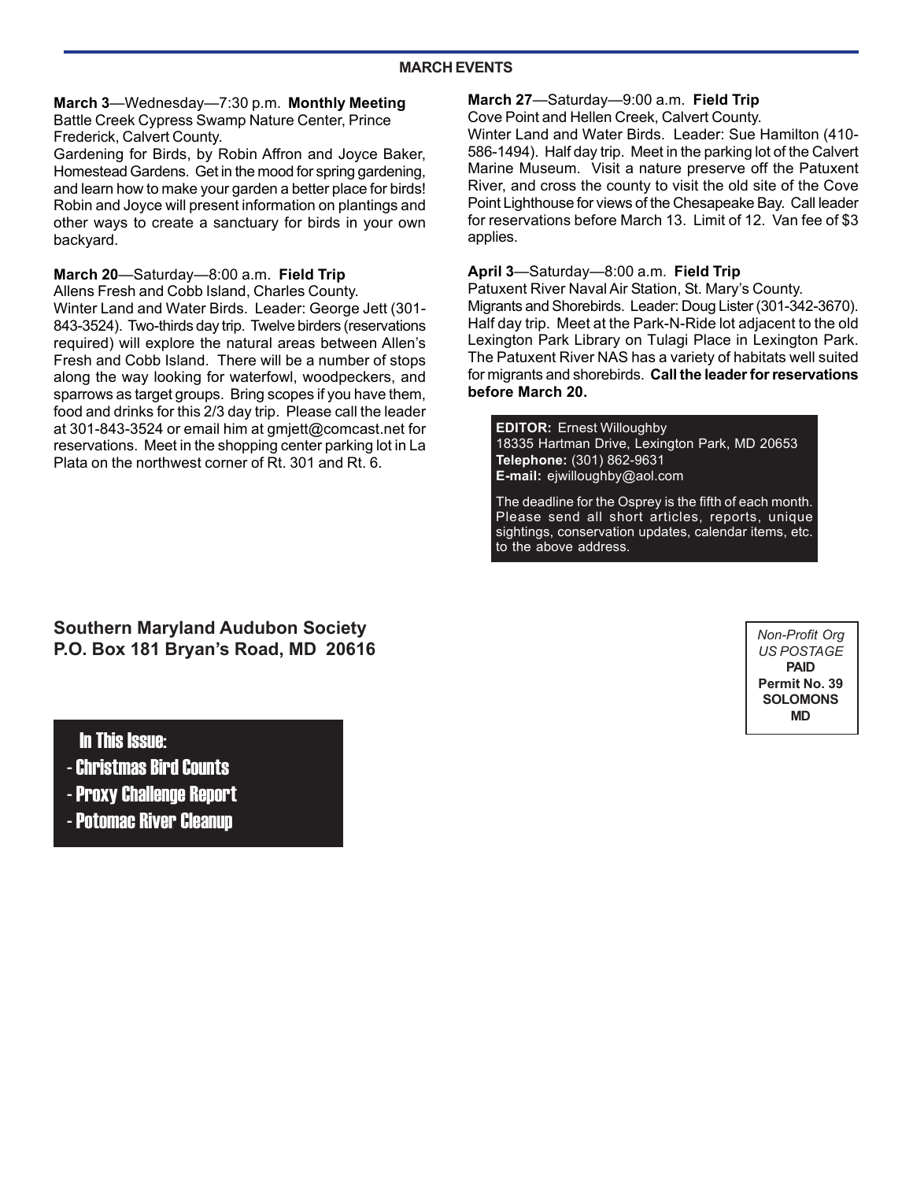## MARCH EVENTS

**March 3**—Wednesday—7:30 p.m. **Monthly Meeting**
Battle Creek Cypress Swamp Nature Center, Prince Frederick, Calvert County.
Gardening for Birds, by Robin Affron and Joyce Baker, Homestead Gardens. Get in the mood for spring gardening, and learn how to make your garden a better place for birds! Robin and Joyce will present information on plantings and other ways to create a sanctuary for birds in your own backyard.

**March 20**—Saturday—8:00 a.m. **Field Trip**
Allens Fresh and Cobb Island, Charles County.
Winter Land and Water Birds. Leader: George Jett (301-843-3524). Two-thirds day trip. Twelve birders (reservations required) will explore the natural areas between Allen's Fresh and Cobb Island. There will be a number of stops along the way looking for waterfowl, woodpeckers, and sparrows as target groups. Bring scopes if you have them, food and drinks for this 2/3 day trip. Please call the leader at 301-843-3524 or email him at gmjett@comcast.net for reservations. Meet in the shopping center parking lot in La Plata on the northwest corner of Rt. 301 and Rt. 6.

**March 27**—Saturday—9:00 a.m. **Field Trip**
Cove Point and Hellen Creek, Calvert County.
Winter Land and Water Birds. Leader: Sue Hamilton (410-586-1494). Half day trip. Meet in the parking lot of the Calvert Marine Museum. Visit a nature preserve off the Patuxent River, and cross the county to visit the old site of the Cove Point Lighthouse for views of the Chesapeake Bay. Call leader for reservations before March 13. Limit of 12. Van fee of $3 applies.

**April 3**—Saturday—8:00 a.m. **Field Trip**
Patuxent River Naval Air Station, St. Mary's County.
Migrants and Shorebirds. Leader: Doug Lister (301-342-3670). Half day trip. Meet at the Park-N-Ride lot adjacent to the old Lexington Park Library on Tulagi Place in Lexington Park. The Patuxent River NAS has a variety of habitats well suited for migrants and shorebirds. **Call the leader for reservations before March 20.**

**EDITOR:** Ernest Willoughby
18335 Hartman Drive, Lexington Park, MD 20653
**Telephone:** (301) 862-9631
**E-mail:** ejwilloughby@aol.com

The deadline for the Osprey is the fifth of each month. Please send all short articles, reports, unique sightings, conservation updates, calendar items, etc. to the above address.

**Southern Maryland Audubon Society**
**P.O. Box 181 Bryan's Road, MD 20616**

*Non-Profit Org*
*US POSTAGE*
**PAID**
**Permit No. 39**
**SOLOMONS**
**MD**

**In This Issue:**
- Christmas Bird Counts
- Proxy Challenge Report
- Potomac River Cleanup